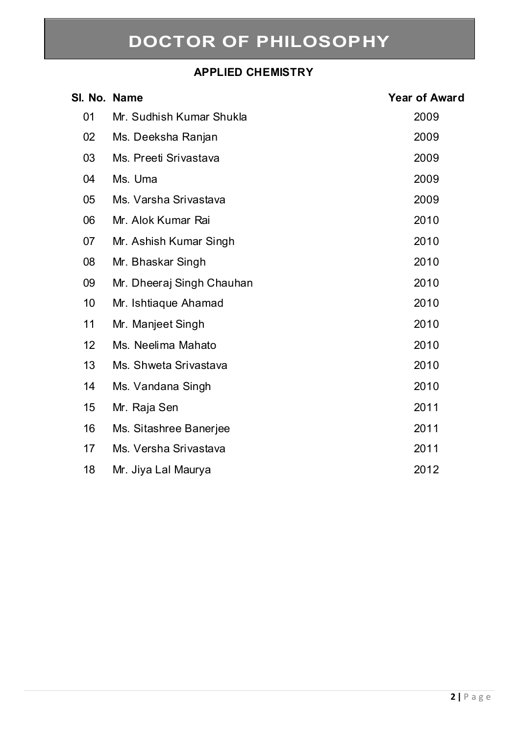# DOCTOR OF PHILOSOPHY

## APPLIED CHEMISTRY

| Sl. No. | Name | Year of Award |
|---|---|---|
| 01 | Mr. Sudhish Kumar Shukla | 2009 |
| 02 | Ms. Deeksha Ranjan | 2009 |
| 03 | Ms. Preeti Srivastava | 2009 |
| 04 | Ms. Uma | 2009 |
| 05 | Ms. Varsha Srivastava | 2009 |
| 06 | Mr. Alok Kumar Rai | 2010 |
| 07 | Mr. Ashish Kumar Singh | 2010 |
| 08 | Mr. Bhaskar Singh | 2010 |
| 09 | Mr. Dheeraj Singh Chauhan | 2010 |
| 10 | Mr. Ishtiaque Ahamad | 2010 |
| 11 | Mr. Manjeet Singh | 2010 |
| 12 | Ms. Neelima Mahato | 2010 |
| 13 | Ms. Shweta Srivastava | 2010 |
| 14 | Ms. Vandana Singh | 2010 |
| 15 | Mr. Raja Sen | 2011 |
| 16 | Ms. Sitashree Banerjee | 2011 |
| 17 | Ms. Versha Srivastava | 2011 |
| 18 | Mr. Jiya Lal Maurya | 2012 |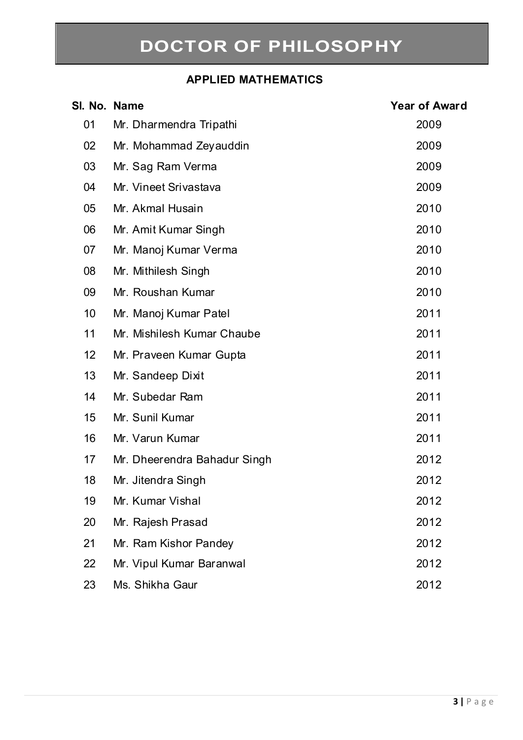# DOCTOR OF PHILOSOPHY

## APPLIED MATHEMATICS

| Sl. No. | Name | Year of Award |
| --- | --- | --- |
| 01 | Mr. Dharmendra Tripathi | 2009 |
| 02 | Mr. Mohammad Zeyauddin | 2009 |
| 03 | Mr. Sag Ram Verma | 2009 |
| 04 | Mr. Vineet Srivastava | 2009 |
| 05 | Mr. Akmal Husain | 2010 |
| 06 | Mr. Amit Kumar Singh | 2010 |
| 07 | Mr. Manoj Kumar Verma | 2010 |
| 08 | Mr. Mithilesh Singh | 2010 |
| 09 | Mr. Roushan Kumar | 2010 |
| 10 | Mr. Manoj Kumar Patel | 2011 |
| 11 | Mr. Mishilesh Kumar Chaube | 2011 |
| 12 | Mr. Praveen Kumar Gupta | 2011 |
| 13 | Mr. Sandeep Dixit | 2011 |
| 14 | Mr. Subedar Ram | 2011 |
| 15 | Mr. Sunil Kumar | 2011 |
| 16 | Mr. Varun Kumar | 2011 |
| 17 | Mr. Dheerendra Bahadur Singh | 2012 |
| 18 | Mr. Jitendra Singh | 2012 |
| 19 | Mr. Kumar Vishal | 2012 |
| 20 | Mr. Rajesh Prasad | 2012 |
| 21 | Mr. Ram Kishor Pandey | 2012 |
| 22 | Mr. Vipul Kumar Baranwal | 2012 |
| 23 | Ms. Shikha Gaur | 2012 |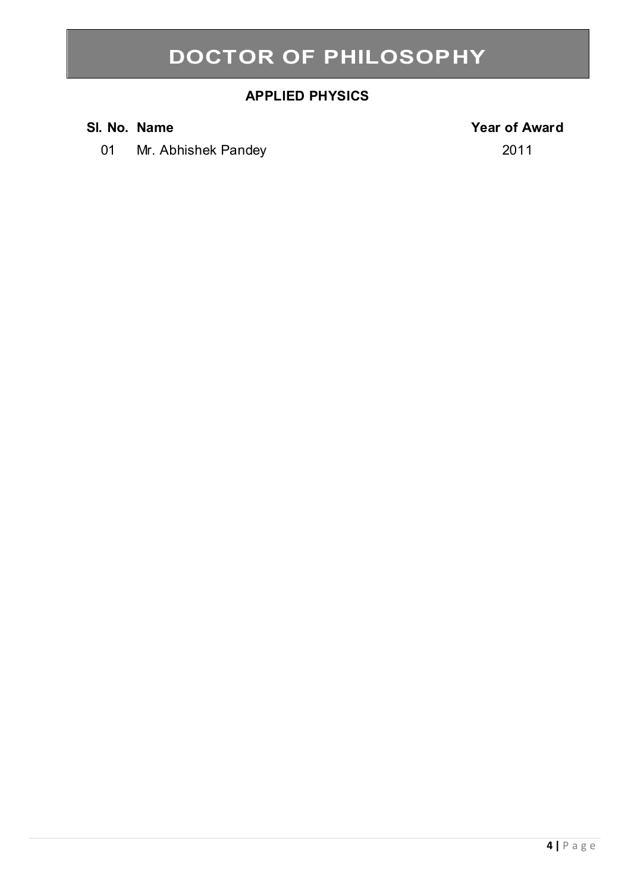# DOCTOR OF PHILOSOPHY

## APPLIED PHYSICS

| Sl. No. | Name | Year of Award |
| --- | --- | --- |
| 01 | Mr. Abhishek Pandey | 2011 |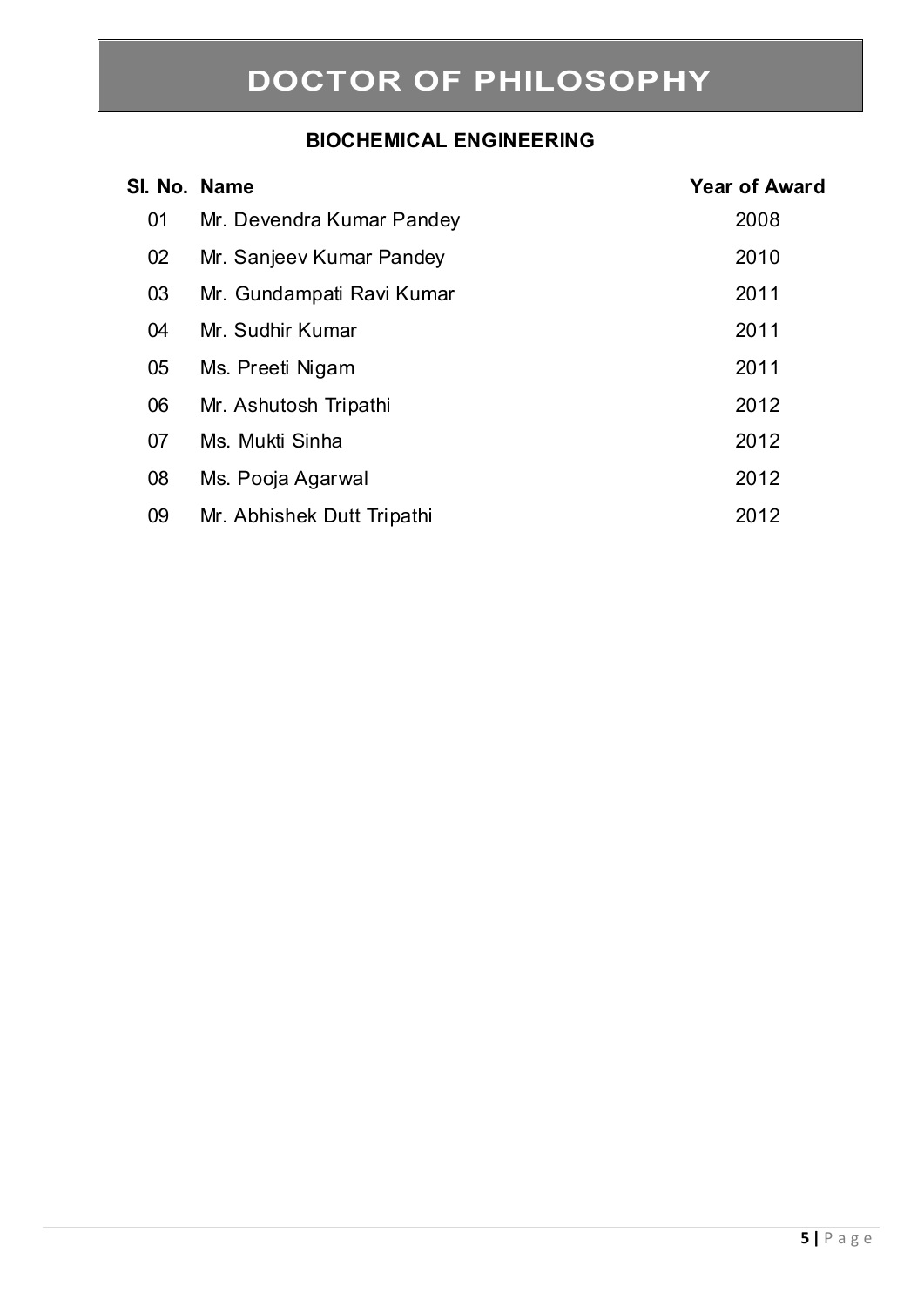# DOCTOR OF PHILOSOPHY

## BIOCHEMICAL ENGINEERING

| Sl. No. | Name | Year of Award |
|---|---|---|
| 01 | Mr. Devendra Kumar Pandey | 2008 |
| 02 | Mr. Sanjeev Kumar Pandey | 2010 |
| 03 | Mr. Gundampati Ravi Kumar | 2011 |
| 04 | Mr. Sudhir Kumar | 2011 |
| 05 | Ms. Preeti Nigam | 2011 |
| 06 | Mr. Ashutosh Tripathi | 2012 |
| 07 | Ms. Mukti Sinha | 2012 |
| 08 | Ms. Pooja Agarwal | 2012 |
| 09 | Mr. Abhishek Dutt Tripathi | 2012 |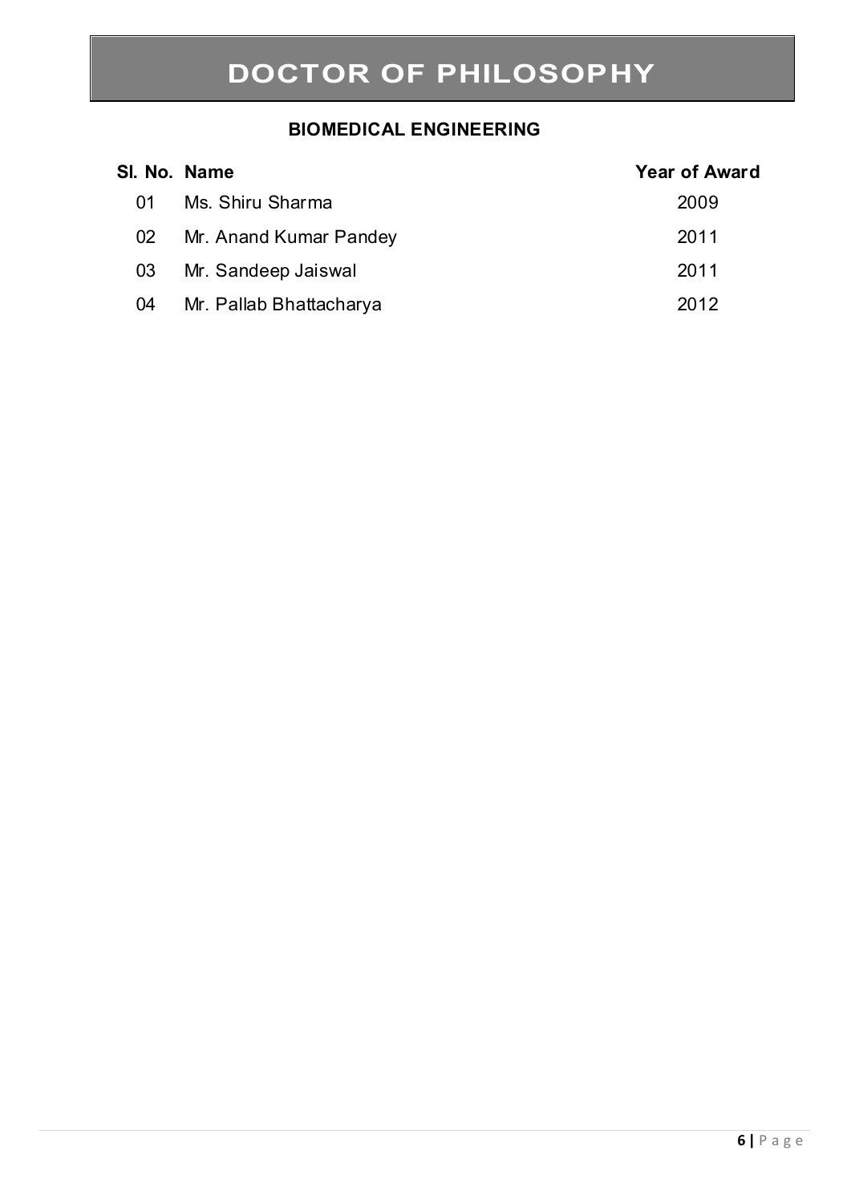# DOCTOR OF PHILOSOPHY

## BIOMEDICAL ENGINEERING

| Sl. No. | Name | Year of Award |
|---|---|---|
| 01 | Ms. Shiru Sharma | 2009 |
| 02 | Mr. Anand Kumar Pandey | 2011 |
| 03 | Mr. Sandeep Jaiswal | 2011 |
| 04 | Mr. Pallab Bhattacharya | 2012 |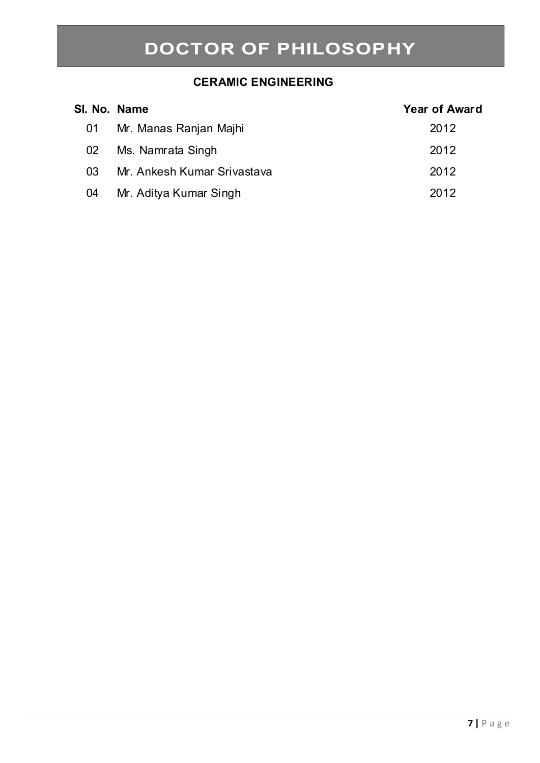# DOCTOR OF PHILOSOPHY

## CERAMIC ENGINEERING

| Sl. No. | Name | Year of Award |
|---|---|---|
| 01 | Mr. Manas Ranjan Majhi | 2012 |
| 02 | Ms. Namrata Singh | 2012 |
| 03 | Mr. Ankesh Kumar Srivastava | 2012 |
| 04 | Mr. Aditya Kumar Singh | 2012 |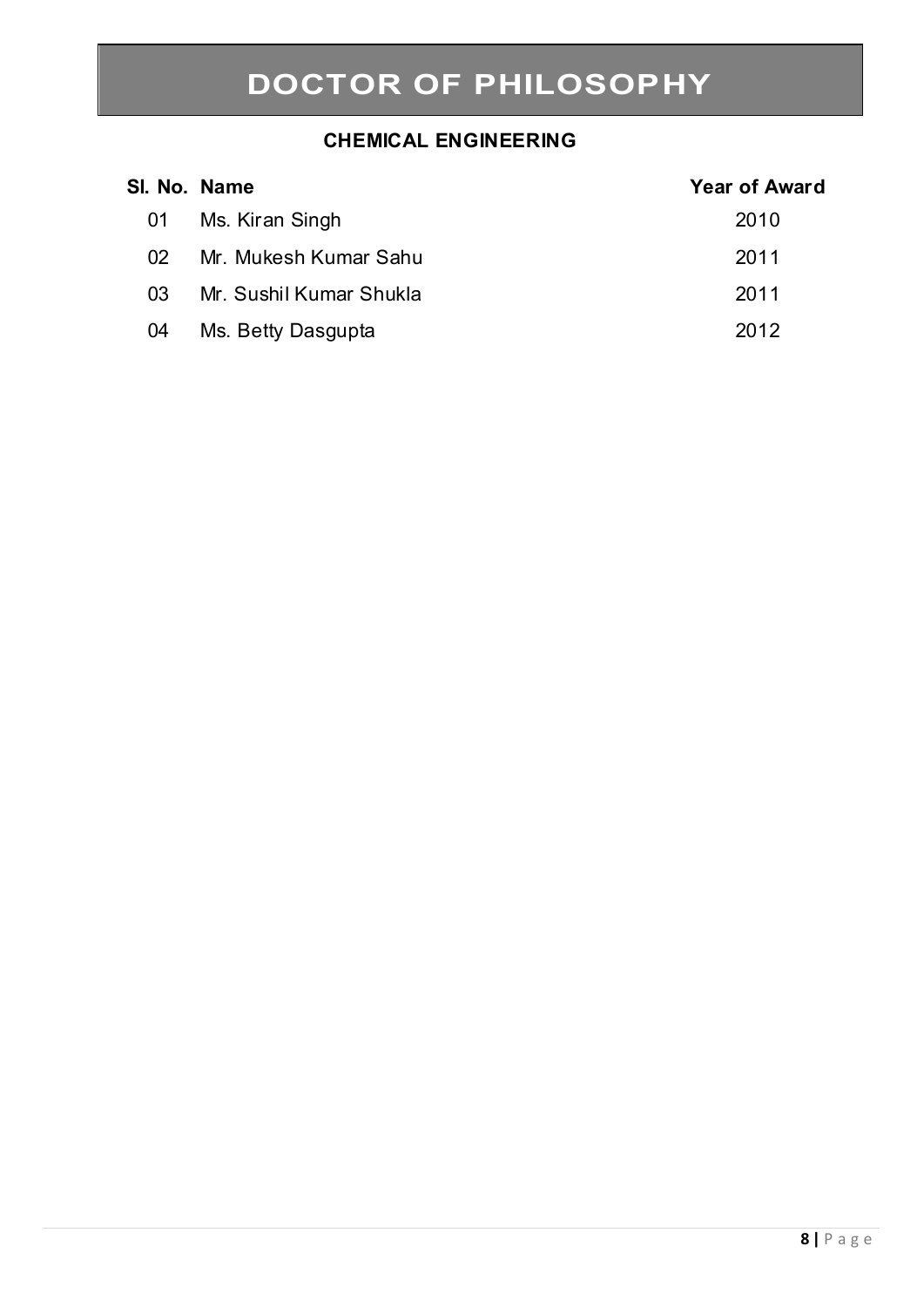# DOCTOR OF PHILOSOPHY

## CHEMICAL ENGINEERING

| Sl. No. | Name | Year of Award |
|---|---|---|
| 01 | Ms. Kiran Singh | 2010 |
| 02 | Mr. Mukesh Kumar Sahu | 2011 |
| 03 | Mr. Sushil Kumar Shukla | 2011 |
| 04 | Ms. Betty Dasgupta | 2012 |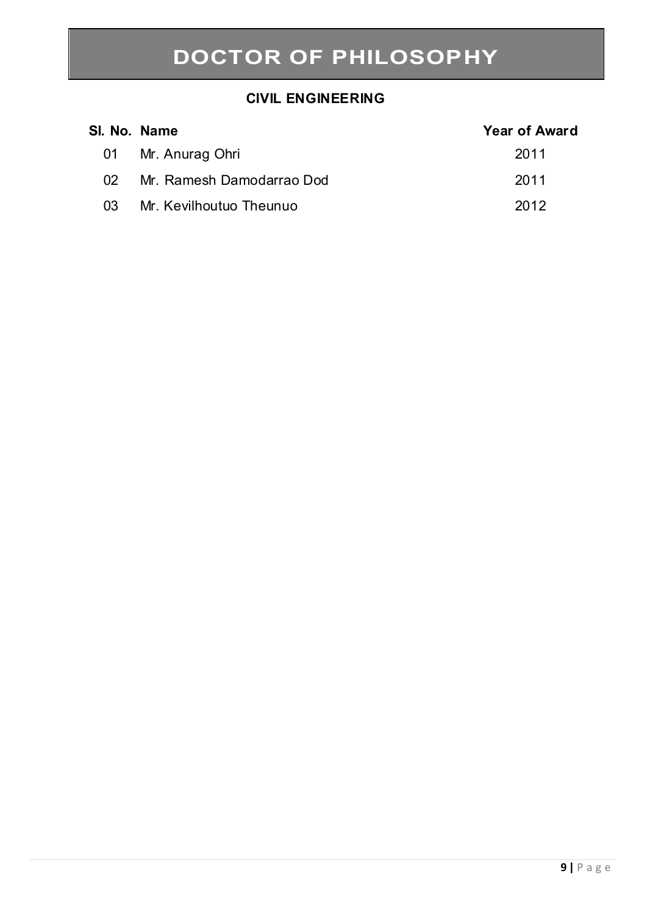# DOCTOR OF PHILOSOPHY

### CIVIL ENGINEERING

| Sl. No. | Name | Year of Award |
|---|---|---|
| 01 | Mr. Anurag Ohri | 2011 |
| 02 | Mr. Ramesh Damodarrao Dod | 2011 |
| 03 | Mr. Kevilhoutuo Theunuo | 2012 |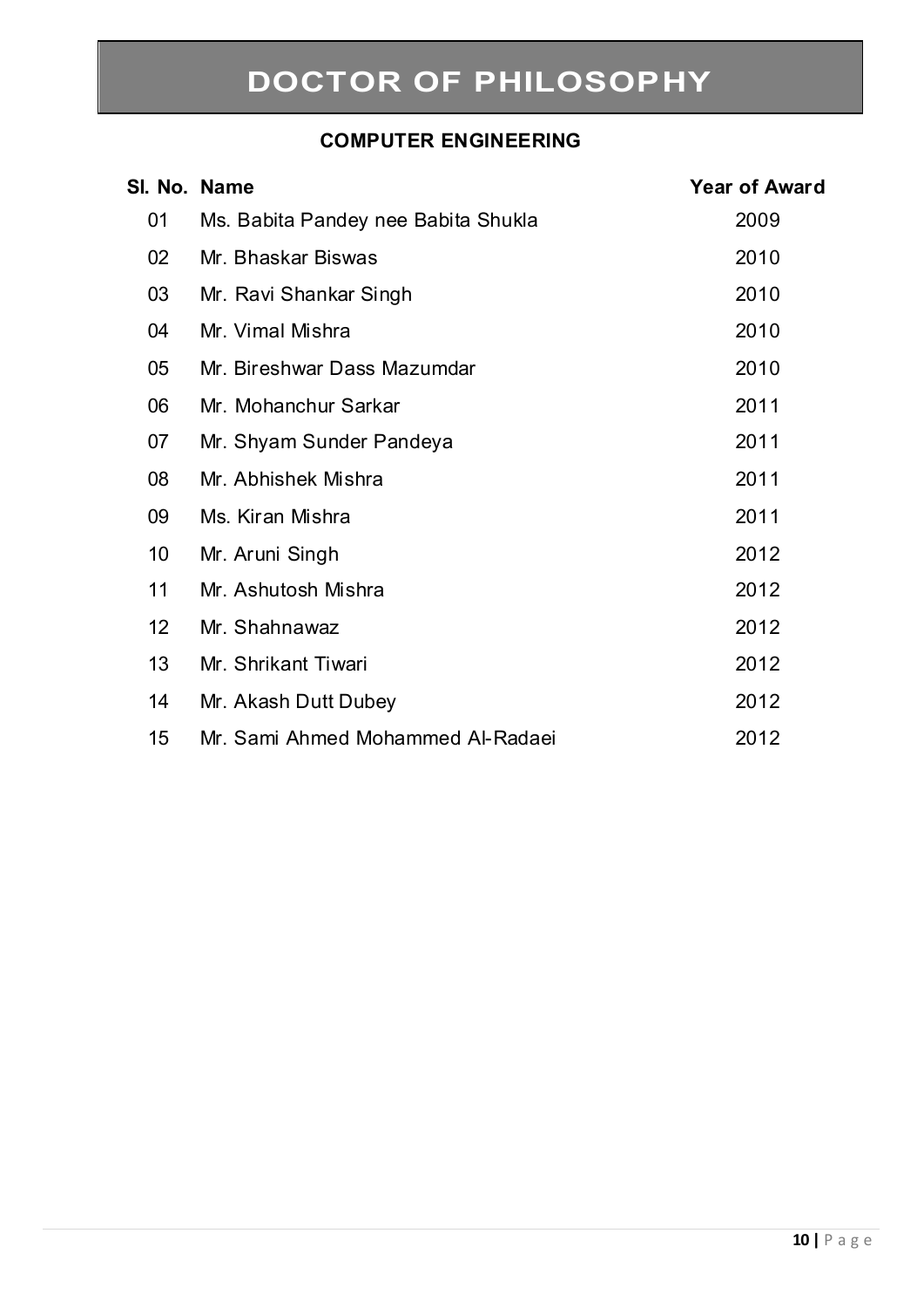# DOCTOR OF PHILOSOPHY

## COMPUTER ENGINEERING

| Sl. No. | Name | Year of Award |
|---|---|---|
| 01 | Ms. Babita Pandey nee Babita Shukla | 2009 |
| 02 | Mr. Bhaskar Biswas | 2010 |
| 03 | Mr. Ravi Shankar Singh | 2010 |
| 04 | Mr. Vimal Mishra | 2010 |
| 05 | Mr. Bireshwar Dass Mazumdar | 2010 |
| 06 | Mr. Mohanchur Sarkar | 2011 |
| 07 | Mr. Shyam Sunder Pandeya | 2011 |
| 08 | Mr. Abhishek Mishra | 2011 |
| 09 | Ms. Kiran Mishra | 2011 |
| 10 | Mr. Aruni Singh | 2012 |
| 11 | Mr. Ashutosh Mishra | 2012 |
| 12 | Mr. Shahnawaz | 2012 |
| 13 | Mr. Shrikant Tiwari | 2012 |
| 14 | Mr. Akash Dutt Dubey | 2012 |
| 15 | Mr. Sami Ahmed Mohammed Al-Radaei | 2012 |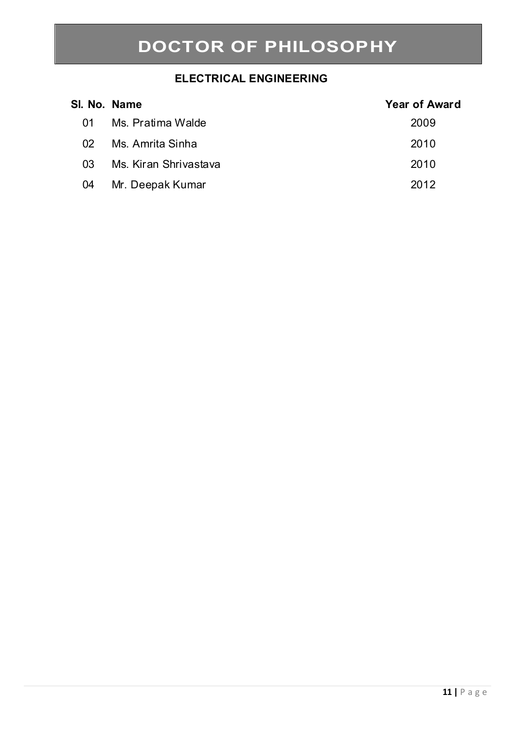# DOCTOR OF PHILOSOPHY

## ELECTRICAL ENGINEERING

| Sl. No. | Name | Year of Award |
|---|---|---|
| 01 | Ms. Pratima Walde | 2009 |
| 02 | Ms. Amrita Sinha | 2010 |
| 03 | Ms. Kiran Shrivastava | 2010 |
| 04 | Mr. Deepak Kumar | 2012 |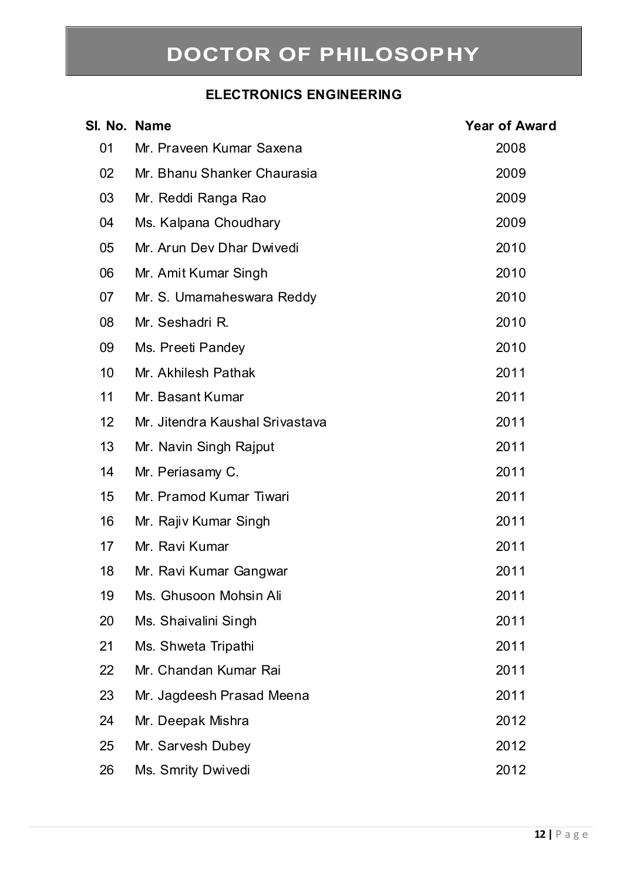# DOCTOR OF PHILOSOPHY

## ELECTRONICS ENGINEERING

| Sl. No. | Name | Year of Award |
|---|---|---|
| 01 | Mr. Praveen Kumar Saxena | 2008 |
| 02 | Mr. Bhanu Shanker Chaurasia | 2009 |
| 03 | Mr. Reddi Ranga Rao | 2009 |
| 04 | Ms. Kalpana Choudhary | 2009 |
| 05 | Mr. Arun Dev Dhar Dwivedi | 2010 |
| 06 | Mr. Amit Kumar Singh | 2010 |
| 07 | Mr. S. Umamaheswara Reddy | 2010 |
| 08 | Mr. Seshadri R. | 2010 |
| 09 | Ms. Preeti Pandey | 2010 |
| 10 | Mr. Akhilesh Pathak | 2011 |
| 11 | Mr. Basant Kumar | 2011 |
| 12 | Mr. Jitendra Kaushal Srivastava | 2011 |
| 13 | Mr. Navin Singh Rajput | 2011 |
| 14 | Mr. Periasamy C. | 2011 |
| 15 | Mr. Pramod Kumar Tiwari | 2011 |
| 16 | Mr. Rajiv Kumar Singh | 2011 |
| 17 | Mr. Ravi Kumar | 2011 |
| 18 | Mr. Ravi Kumar Gangwar | 2011 |
| 19 | Ms. Ghusoon Mohsin Ali | 2011 |
| 20 | Ms. Shaivalini Singh | 2011 |
| 21 | Ms. Shweta Tripathi | 2011 |
| 22 | Mr. Chandan Kumar Rai | 2011 |
| 23 | Mr. Jagdeesh Prasad Meena | 2011 |
| 24 | Mr. Deepak Mishra | 2012 |
| 25 | Mr. Sarvesh Dubey | 2012 |
| 26 | Ms. Smrity Dwivedi | 2012 |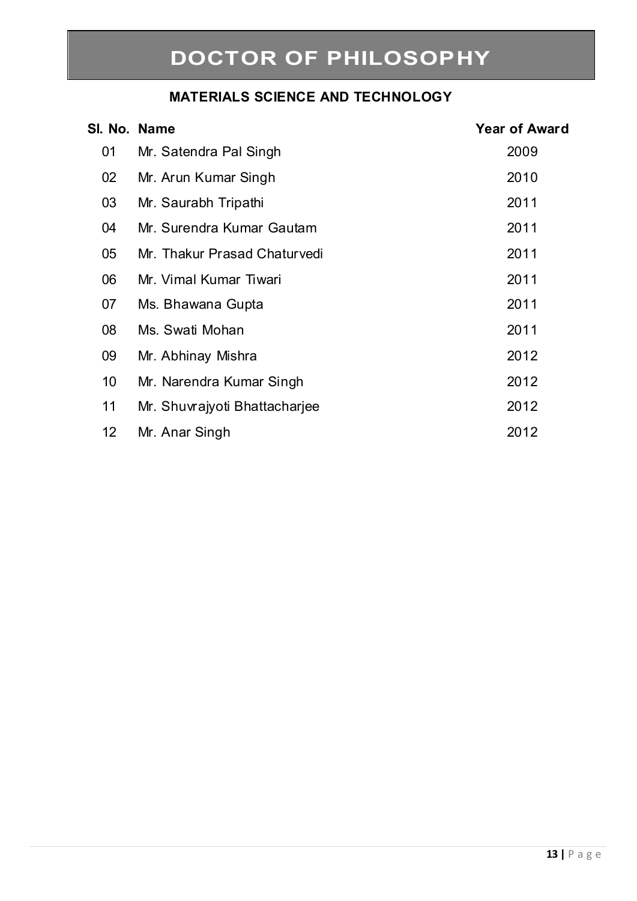# DOCTOR OF PHILOSOPHY

## MATERIALS SCIENCE AND TECHNOLOGY

| Sl. No. | Name | Year of Award |
|---|---|---|
| 01 | Mr. Satendra Pal Singh | 2009 |
| 02 | Mr. Arun Kumar Singh | 2010 |
| 03 | Mr. Saurabh Tripathi | 2011 |
| 04 | Mr. Surendra Kumar Gautam | 2011 |
| 05 | Mr. Thakur Prasad Chaturvedi | 2011 |
| 06 | Mr. Vimal Kumar Tiwari | 2011 |
| 07 | Ms. Bhawana Gupta | 2011 |
| 08 | Ms. Swati Mohan | 2011 |
| 09 | Mr. Abhinay Mishra | 2012 |
| 10 | Mr. Narendra Kumar Singh | 2012 |
| 11 | Mr. Shuvrajyoti Bhattacharjee | 2012 |
| 12 | Mr. Anar Singh | 2012 |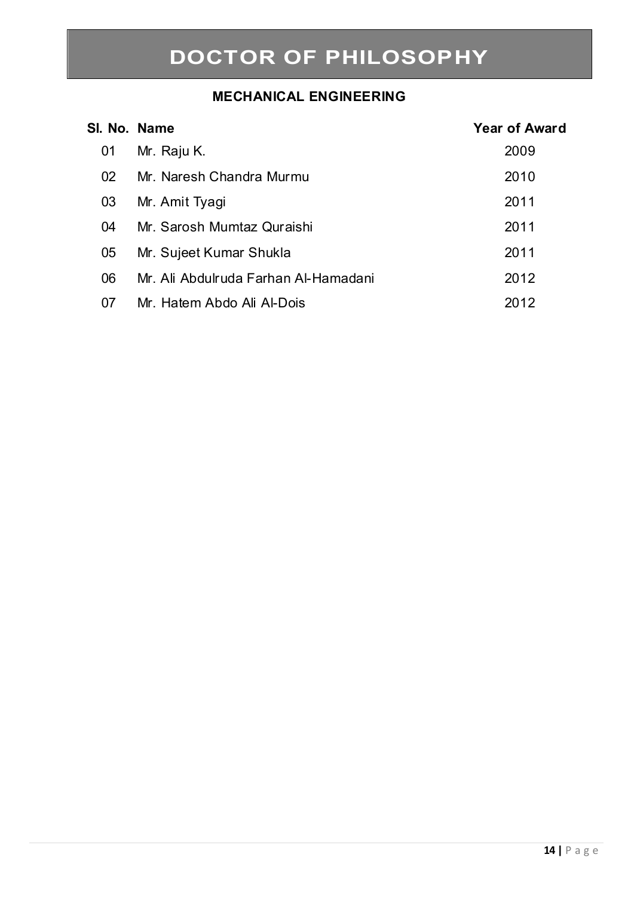# DOCTOR OF PHILOSOPHY

## MECHANICAL ENGINEERING

| Sl. No. | Name | Year of Award |
| --- | --- | --- |
| 01 | Mr. Raju K. | 2009 |
| 02 | Mr. Naresh Chandra Murmu | 2010 |
| 03 | Mr. Amit Tyagi | 2011 |
| 04 | Mr. Sarosh Mumtaz Quraishi | 2011 |
| 05 | Mr. Sujeet Kumar Shukla | 2011 |
| 06 | Mr. Ali Abdulruda Farhan Al-Hamadani | 2012 |
| 07 | Mr. Hatem Abdo Ali Al-Dois | 2012 |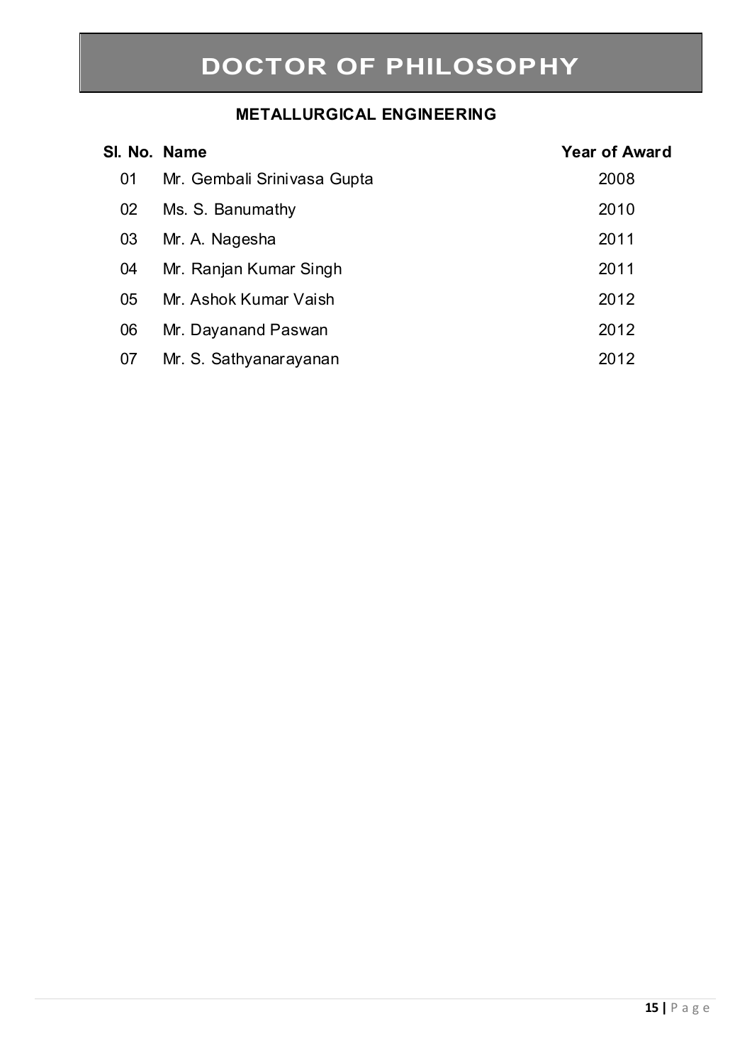# DOCTOR OF PHILOSOPHY

## METALLURGICAL ENGINEERING

| Sl. No. | Name | Year of Award |
|---|---|---|
| 01 | Mr. Gembali Srinivasa Gupta | 2008 |
| 02 | Ms. S. Banumathy | 2010 |
| 03 | Mr. A. Nagesha | 2011 |
| 04 | Mr. Ranjan Kumar Singh | 2011 |
| 05 | Mr. Ashok Kumar Vaish | 2012 |
| 06 | Mr. Dayanand Paswan | 2012 |
| 07 | Mr. S. Sathyanarayanan | 2012 |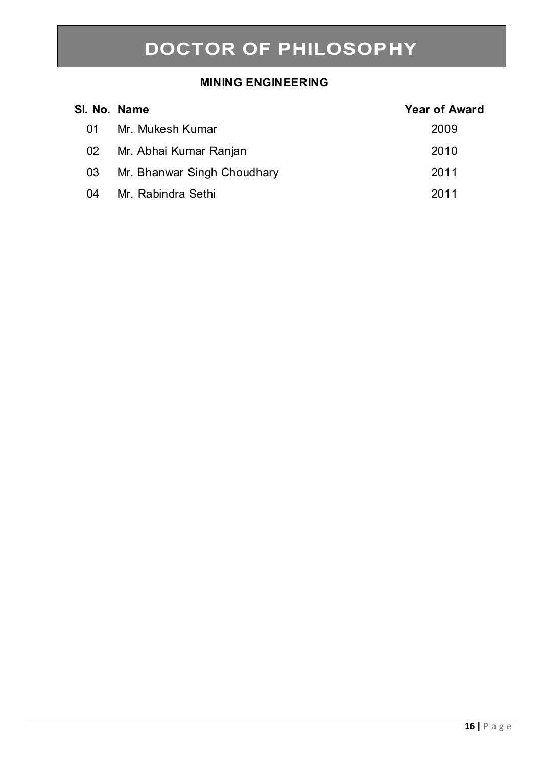# DOCTOR OF PHILOSOPHY

## MINING ENGINEERING

| Sl. No. | Name | Year of Award |
|---|---|---|
| 01 | Mr. Mukesh Kumar | 2009 |
| 02 | Mr. Abhai Kumar Ranjan | 2010 |
| 03 | Mr. Bhanwar Singh Choudhary | 2011 |
| 04 | Mr. Rabindra Sethi | 2011 |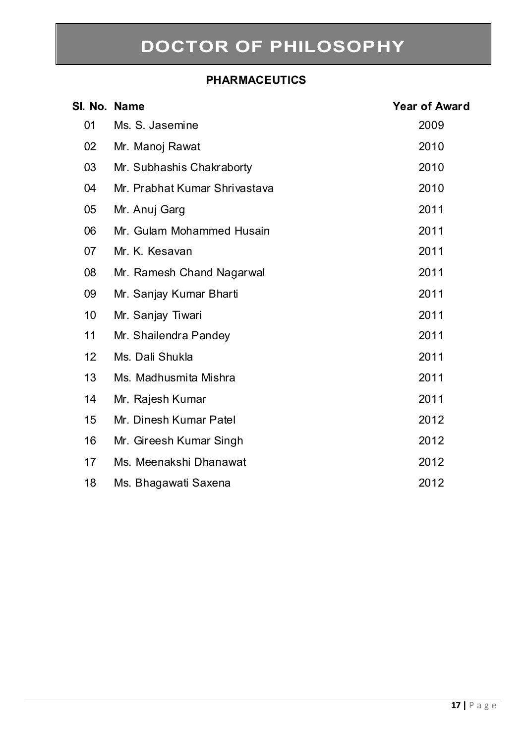# DOCTOR OF PHILOSOPHY

## PHARMACEUTICS

| Sl. No. | Name | Year of Award |
|---|---|---|
| 01 | Ms. S. Jasemine | 2009 |
| 02 | Mr. Manoj Rawat | 2010 |
| 03 | Mr. Subhashis Chakraborty | 2010 |
| 04 | Mr. Prabhat Kumar Shrivastava | 2010 |
| 05 | Mr. Anuj Garg | 2011 |
| 06 | Mr. Gulam Mohammed Husain | 2011 |
| 07 | Mr. K. Kesavan | 2011 |
| 08 | Mr. Ramesh Chand Nagarwal | 2011 |
| 09 | Mr. Sanjay Kumar Bharti | 2011 |
| 10 | Mr. Sanjay Tiwari | 2011 |
| 11 | Mr. Shailendra Pandey | 2011 |
| 12 | Ms. Dali Shukla | 2011 |
| 13 | Ms. Madhusmita Mishra | 2011 |
| 14 | Mr. Rajesh Kumar | 2011 |
| 15 | Mr. Dinesh Kumar Patel | 2012 |
| 16 | Mr. Gireesh Kumar Singh | 2012 |
| 17 | Ms. Meenakshi Dhanawat | 2012 |
| 18 | Ms. Bhagawati Saxena | 2012 |